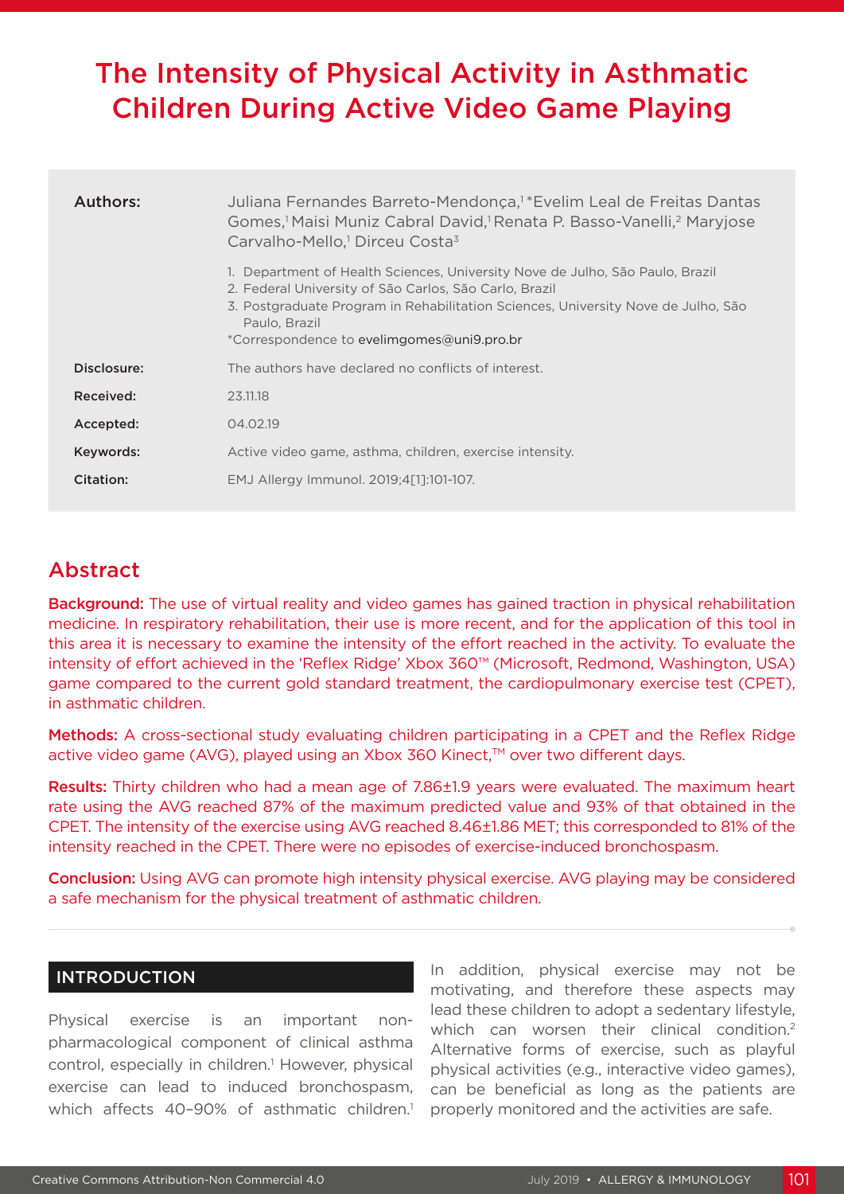# The Intensity of Physical Activity in Asthmatic Children During Active Video Game Playing

| | |
|---|---|
| **Authors:** | Juliana Fernandes Barreto-Mendonça,[1] *Evelim Leal de Freitas Dantas Gomes,[1] Maisi Muniz Cabral David,[1] Renata P. Basso-Vanelli,[2] Maryjose Carvalho-Mello,[1] Dirceu Costa[3] |
| | 1. Department of Health Sciences, University Nove de Julho, São Paulo, Brazil<br>2. Federal University of São Carlos, São Carlo, Brazil<br>3. Postgraduate Program in Rehabilitation Sciences, University Nove de Julho, São Paulo, Brazil<br>*Correspondence to evelimgomes@uni9.pro.br |
| **Disclosure:** | The authors have declared no conflicts of interest. |
| **Received:** | 23.11.18 |
| **Accepted:** | 04.02.19 |
| **Keywords:** | Active video game, asthma, children, exercise intensity. |
| **Citation:** | EMJ Allergy Immunol. 2019;4[1]:101-107. |

## Abstract

**Background:** The use of virtual reality and video games has gained traction in physical rehabilitation medicine. In respiratory rehabilitation, their use is more recent, and for the application of this tool in this area it is necessary to examine the intensity of the effort reached in the activity. To evaluate the intensity of effort achieved in the 'Reflex Ridge' Xbox 360™ (Microsoft, Redmond, Washington, USA) game compared to the current gold standard treatment, the cardiopulmonary exercise test (CPET), in asthmatic children.

**Methods:** A cross-sectional study evaluating children participating in a CPET and the Reflex Ridge active video game (AVG), played using an Xbox 360 Kinect,™ over two different days.

**Results:** Thirty children who had a mean age of 7.86±1.9 years were evaluated. The maximum heart rate using the AVG reached 87% of the maximum predicted value and 93% of that obtained in the CPET. The intensity of the exercise using AVG reached 8.46±1.86 MET; this corresponded to 81% of the intensity reached in the CPET. There were no episodes of exercise-induced bronchospasm.

**Conclusion:** Using AVG can promote high intensity physical exercise. AVG playing may be considered a safe mechanism for the physical treatment of asthmatic children.

## INTRODUCTION

Physical exercise is an important non-pharmacological component of clinical asthma control, especially in children.[1] However, physical exercise can lead to induced bronchospasm, which affects 40–90% of asthmatic children.[1] In addition, physical exercise may not be motivating, and therefore these aspects may lead these children to adopt a sedentary lifestyle, which can worsen their clinical condition.[2] Alternative forms of exercise, such as playful physical activities (e.g., interactive video games), can be beneficial as long as the patients are properly monitored and the activities are safe.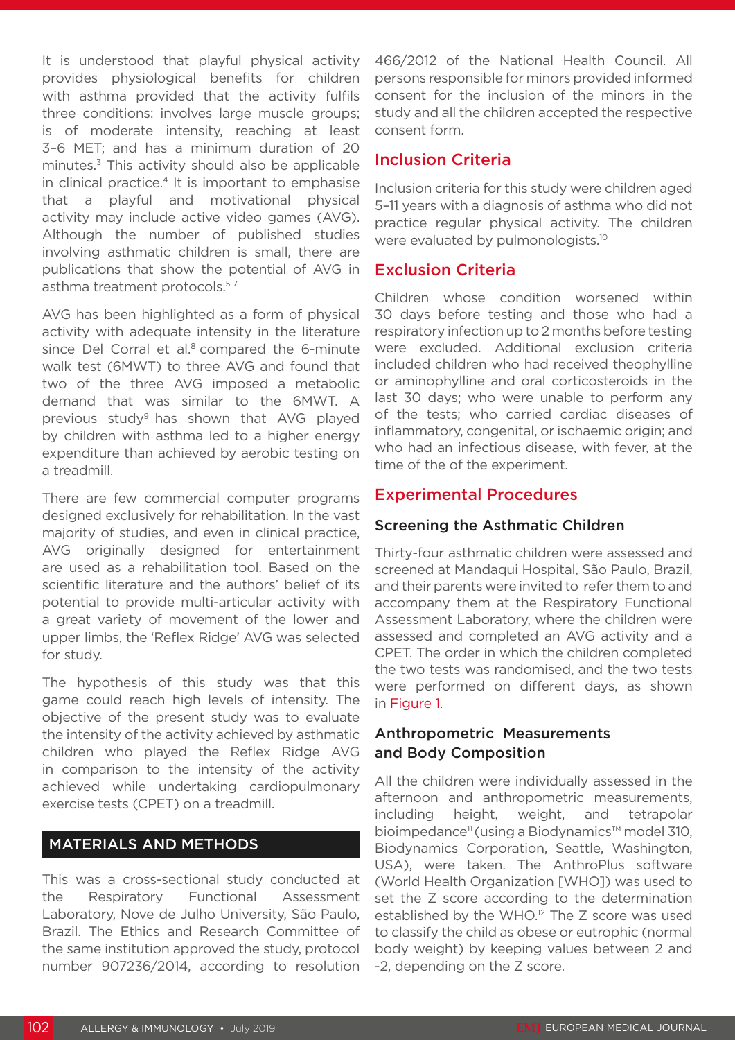It is understood that playful physical activity provides physiological benefits for children with asthma provided that the activity fulfils three conditions: involves large muscle groups; is of moderate intensity, reaching at least 3–6 MET; and has a minimum duration of 20 minutes.[3] This activity should also be applicable in clinical practice.[4] It is important to emphasise that a playful and motivational physical activity may include active video games (AVG). Although the number of published studies involving asthmatic children is small, there are publications that show the potential of AVG in asthma treatment protocols.[5-7]

AVG has been highlighted as a form of physical activity with adequate intensity in the literature since Del Corral et al.[8] compared the 6-minute walk test (6MWT) to three AVG and found that two of the three AVG imposed a metabolic demand that was similar to the 6MWT. A previous study[9] has shown that AVG played by children with asthma led to a higher energy expenditure than achieved by aerobic testing on a treadmill.

There are few commercial computer programs designed exclusively for rehabilitation. In the vast majority of studies, and even in clinical practice, AVG originally designed for entertainment are used as a rehabilitation tool. Based on the scientific literature and the authors' belief of its potential to provide multi-articular activity with a great variety of movement of the lower and upper limbs, the 'Reflex Ridge' AVG was selected for study.

The hypothesis of this study was that this game could reach high levels of intensity. The objective of the present study was to evaluate the intensity of the activity achieved by asthmatic children who played the Reflex Ridge AVG in comparison to the intensity of the activity achieved while undertaking cardiopulmonary exercise tests (CPET) on a treadmill.

## MATERIALS AND METHODS

This was a cross-sectional study conducted at the Respiratory Functional Assessment Laboratory, Nove de Julho University, São Paulo, Brazil. The Ethics and Research Committee of the same institution approved the study, protocol number 907236/2014, according to resolution 466/2012 of the National Health Council. All persons responsible for minors provided informed consent for the inclusion of the minors in the study and all the children accepted the respective consent form.

### Inclusion Criteria

Inclusion criteria for this study were children aged 5–11 years with a diagnosis of asthma who did not practice regular physical activity. The children were evaluated by pulmonologists.[10]

### Exclusion Criteria

Children whose condition worsened within 30 days before testing and those who had a respiratory infection up to 2 months before testing were excluded. Additional exclusion criteria included children who had received theophylline or aminophylline and oral corticosteroids in the last 30 days; who were unable to perform any of the tests; who carried cardiac diseases of inflammatory, congenital, or ischaemic origin; and who had an infectious disease, with fever, at the time of the of the experiment.

### Experimental Procedures

#### Screening the Asthmatic Children

Thirty-four asthmatic children were assessed and screened at Mandaqui Hospital, São Paulo, Brazil, and their parents were invited to refer them to and accompany them at the Respiratory Functional Assessment Laboratory, where the children were assessed and completed an AVG activity and a CPET. The order in which the children completed the two tests was randomised, and the two tests were performed on different days, as shown in Figure 1.

#### Anthropometric Measurements and Body Composition

All the children were individually assessed in the afternoon and anthropometric measurements, including height, weight, and tetrapolar bioimpedance[11] (using a Biodynamics™ model 310, Biodynamics Corporation, Seattle, Washington, USA), were taken. The AnthroPlus software (World Health Organization [WHO]) was used to set the Z score according to the determination established by the WHO.[12] The Z score was used to classify the child as obese or eutrophic (normal body weight) by keeping values between 2 and -2, depending on the Z score.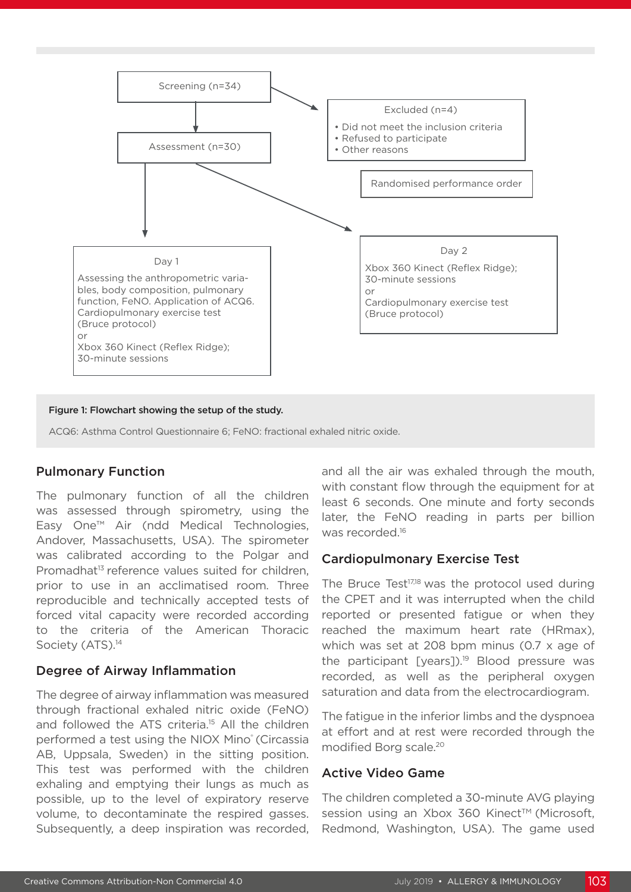Screening (n=34)

Excluded (n=4)
- Did not meet the inclusion criteria
- Refused to participate
- Other reasons

Assessment (n=30)

Randomised performance order

Day 1

Assessing the anthropometric variables, body composition, pulmonary function, FeNO. Application of ACQ6. Cardiopulmonary exercise test (Bruce protocol)
or
Xbox 360 Kinect (Reflex Ridge); 30-minute sessions

Day 2

Xbox 360 Kinect (Reflex Ridge); 30-minute sessions
or
Cardiopulmonary exercise test (Bruce protocol)

**Figure 1: Flowchart showing the setup of the study.**

ACQ6: Asthma Control Questionnaire 6; FeNO: fractional exhaled nitric oxide.

## Pulmonary Function

The pulmonary function of all the children was assessed through spirometry, using the Easy One™ Air (ndd Medical Technologies, Andover, Massachusetts, USA). The spirometer was calibrated according to the Polgar and Promadhat[13] reference values suited for children, prior to use in an acclimatised room. Three reproducible and technically accepted tests of forced vital capacity were recorded according to the criteria of the American Thoracic Society (ATS).[14]

## Degree of Airway Inflammation

The degree of airway inflammation was measured through fractional exhaled nitric oxide (FeNO) and followed the ATS criteria.[15] All the children performed a test using the NIOX Mino® (Circassia AB, Uppsala, Sweden) in the sitting position. This test was performed with the children exhaling and emptying their lungs as much as possible, up to the level of expiratory reserve volume, to decontaminate the respired gasses. Subsequently, a deep inspiration was recorded, and all the air was exhaled through the mouth, with constant flow through the equipment for at least 6 seconds. One minute and forty seconds later, the FeNO reading in parts per billion was recorded.[16]

## Cardiopulmonary Exercise Test

The Bruce Test[17,18] was the protocol used during the CPET and it was interrupted when the child reported or presented fatigue or when they reached the maximum heart rate (HRmax), which was set at 208 bpm minus (0.7 x age of the participant [years]).[19] Blood pressure was recorded, as well as the peripheral oxygen saturation and data from the electrocardiogram.

The fatigue in the inferior limbs and the dyspnoea at effort and at rest were recorded through the modified Borg scale.[20]

## Active Video Game

The children completed a 30-minute AVG playing session using an Xbox 360 Kinect™ (Microsoft, Redmond, Washington, USA). The game used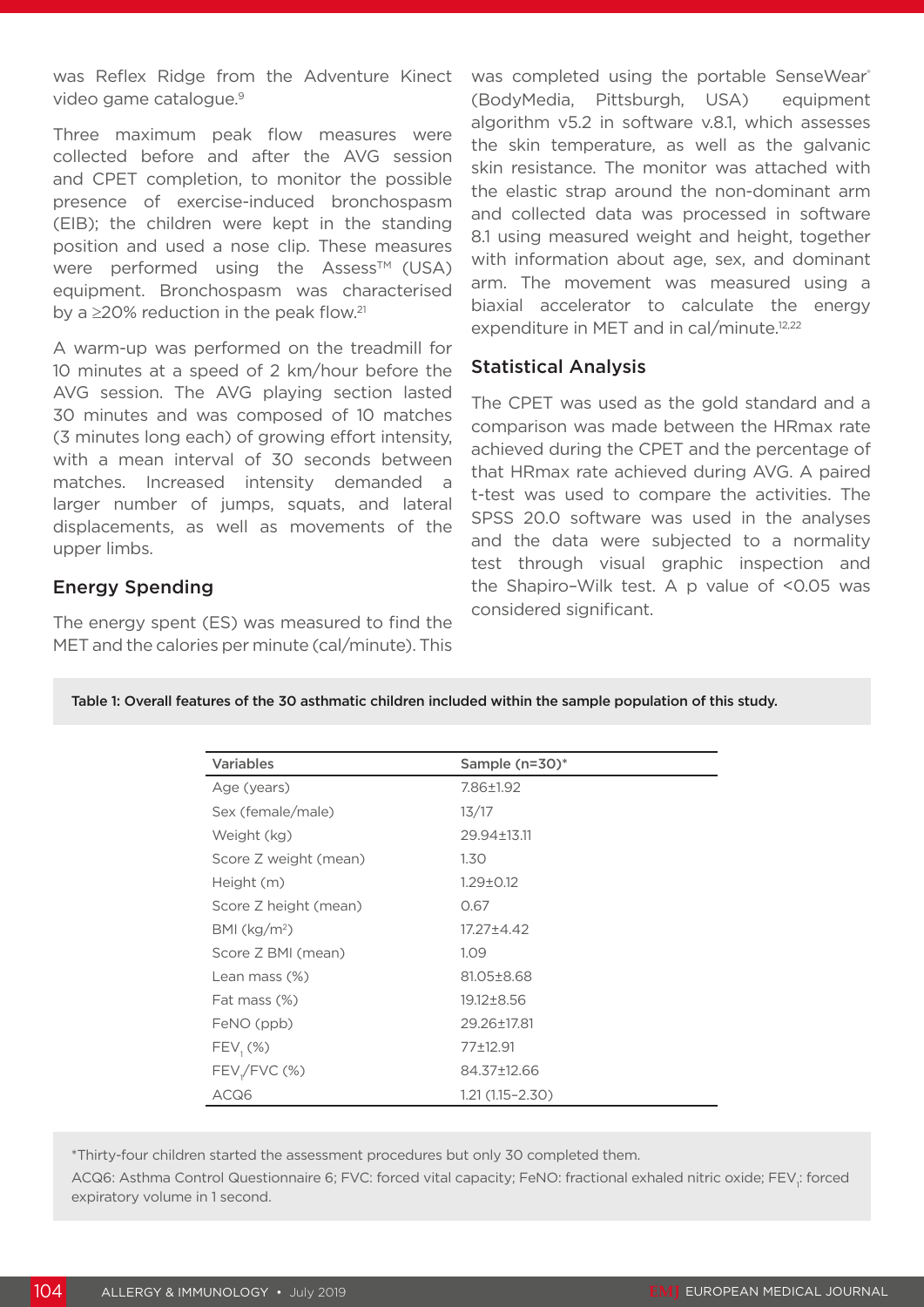was Reflex Ridge from the Adventure Kinect video game catalogue.[9]

Three maximum peak flow measures were collected before and after the AVG session and CPET completion, to monitor the possible presence of exercise-induced bronchospasm (EIB); the children were kept in the standing position and used a nose clip. These measures were performed using the Assess™ (USA) equipment. Bronchospasm was characterised by a ≥20% reduction in the peak flow.[21]

A warm-up was performed on the treadmill for 10 minutes at a speed of 2 km/hour before the AVG session. The AVG playing section lasted 30 minutes and was composed of 10 matches (3 minutes long each) of growing effort intensity, with a mean interval of 30 seconds between matches. Increased intensity demanded a larger number of jumps, squats, and lateral displacements, as well as movements of the upper limbs.

### Energy Spending

The energy spent (ES) was measured to find the MET and the calories per minute (cal/minute). This was completed using the portable SenseWear® (BodyMedia, Pittsburgh, USA) equipment algorithm v5.2 in software v.8.1, which assesses the skin temperature, as well as the galvanic skin resistance. The monitor was attached with the elastic strap around the non-dominant arm and collected data was processed in software 8.1 using measured weight and height, together with information about age, sex, and dominant arm. The movement was measured using a biaxial accelerator to calculate the energy expenditure in MET and in cal/minute.[12,22]

### Statistical Analysis

The CPET was used as the gold standard and a comparison was made between the HRmax rate achieved during the CPET and the percentage of that HRmax rate achieved during AVG. A paired t-test was used to compare the activities. The SPSS 20.0 software was used in the analyses and the data were subjected to a normality test through visual graphic inspection and the Shapiro–Wilk test. A p value of <0.05 was considered significant.

Table 1: Overall features of the 30 asthmatic children included within the sample population of this study.

| Variables | Sample (n=30)* |
|---|---|
| Age (years) | 7.86±1.92 |
| Sex (female/male) | 13/17 |
| Weight (kg) | 29.94±13.11 |
| Score Z weight (mean) | 1.30 |
| Height (m) | 1.29±0.12 |
| Score Z height (mean) | 0.67 |
| BMI (kg/m²) | 17.27±4.42 |
| Score Z BMI (mean) | 1.09 |
| Lean mass (%) | 81.05±8.68 |
| Fat mass (%) | 19.12±8.56 |
| FeNO (ppb) | 29.26±17.81 |
| $FEV_1$ (%) | 77±12.91 |
| $FEV_1$/FVC (%) | 84.37±12.66 |
| ACQ6 | 1.21 (1.15–2.30) |

*Thirty-four children started the assessment procedures but only 30 completed them.

ACQ6: Asthma Control Questionnaire 6; FVC: forced vital capacity; FeNO: fractional exhaled nitric oxide; $FEV_1$: forced expiratory volume in 1 second.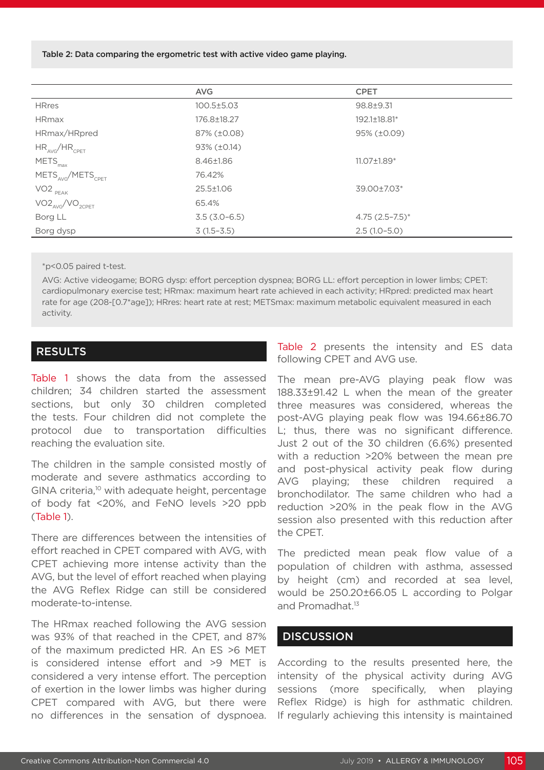Table 2: Data comparing the ergometric test with active video game playing.

| | AVG | CPET |
|---|---|---|
| HRres | 100.5±5.03 | 98.8±9.31 |
| HRmax | 176.8±18.27 | 192.1±18.81* |
| HRmax/HRpred | 87% (±0.08) | 95% (±0.09) |
| $HR_{AVG}/HR_{CPET}$ | 93% (±0.14) | |
| $METS_{max}$ | 8.46±1.86 | 11.07±1.89* |
| $METS_{AVG}/METS_{CPET}$ | 76.42% | |
| $VO2_{PEAK}$ | 25.5±1.06 | 39.00±7.03* |
| $VO2_{AVG}/VO_{2CPET}$ | 65.4% | |
| Borg LL | 3.5 (3.0–6.5) | 4.75 (2.5–7.5)* |
| Borg dysp | 3 (1.5–3.5) | 2.5 (1.0–5.0) |

*p<0.05 paired t-test.

AVG: Active videogame; BORG dysp: effort perception dyspnea; BORG LL: effort perception in lower limbs; CPET: cardiopulmonary exercise test; HRmax: maximum heart rate achieved in each activity; HRpred: predicted max heart rate for age (208-[0.7*age]); HRres: heart rate at rest; METSmax: maximum metabolic equivalent measured in each activity.

## RESULTS

Table 1 shows the data from the assessed children; 34 children started the assessment sections, but only 30 children completed the tests. Four children did not complete the protocol due to transportation difficulties reaching the evaluation site.

The children in the sample consisted mostly of moderate and severe asthmatics according to GINA criteria,[10] with adequate height, percentage of body fat <20%, and FeNO levels >20 ppb (Table 1).

There are differences between the intensities of effort reached in CPET compared with AVG, with CPET achieving more intense activity than the AVG, but the level of effort reached when playing the AVG Reflex Ridge can still be considered moderate-to-intense.

The HRmax reached following the AVG session was 93% of that reached in the CPET, and 87% of the maximum predicted HR. An ES >6 MET is considered intense effort and >9 MET is considered a very intense effort. The perception of exertion in the lower limbs was higher during CPET compared with AVG, but there were no differences in the sensation of dyspnoea. Table 2 presents the intensity and ES data following CPET and AVG use.

The mean pre-AVG playing peak flow was 188.33±91.42 L when the mean of the greater three measures was considered, whereas the post-AVG playing peak flow was 194.66±86.70 L; thus, there was no significant difference. Just 2 out of the 30 children (6.6%) presented with a reduction >20% between the mean pre and post-physical activity peak flow during AVG playing; these children required a bronchodilator. The same children who had a reduction >20% in the peak flow in the AVG session also presented with this reduction after the CPET.

The predicted mean peak flow value of a population of children with asthma, assessed by height (cm) and recorded at sea level, would be 250.20±66.05 L according to Polgar and Promadhat.[13]

## DISCUSSION

According to the results presented here, the intensity of the physical activity during AVG sessions (more specifically, when playing Reflex Ridge) is high for asthmatic children. If regularly achieving this intensity is maintained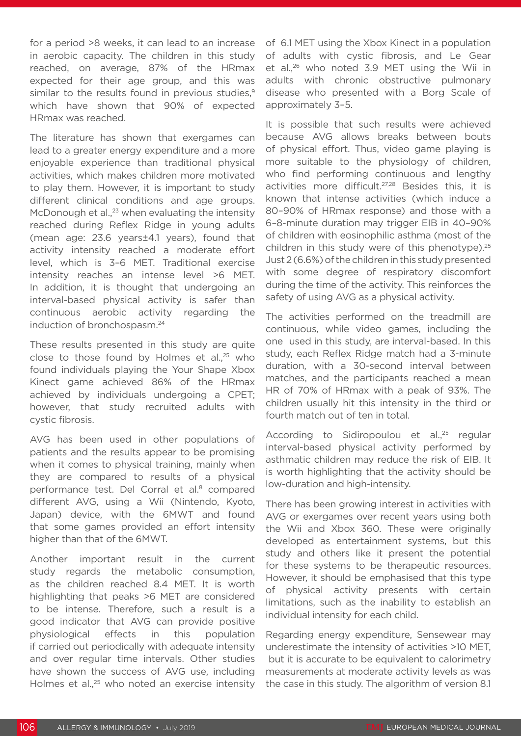for a period >8 weeks, it can lead to an increase in aerobic capacity. The children in this study reached, on average, 87% of the HRmax expected for their age group, and this was similar to the results found in previous studies,[9] which have shown that 90% of expected HRmax was reached.

The literature has shown that exergames can lead to a greater energy expenditure and a more enjoyable experience than traditional physical activities, which makes children more motivated to play them. However, it is important to study different clinical conditions and age groups. McDonough et al.,[23] when evaluating the intensity reached during Reflex Ridge in young adults (mean age: 23.6 years±4.1 years), found that activity intensity reached a moderate effort level, which is 3–6 MET. Traditional exercise intensity reaches an intense level >6 MET. In addition, it is thought that undergoing an interval-based physical activity is safer than continuous aerobic activity regarding the induction of bronchospasm.[24]

These results presented in this study are quite close to those found by Holmes et al.,[25] who found individuals playing the Your Shape Xbox Kinect game achieved 86% of the HRmax achieved by individuals undergoing a CPET; however, that study recruited adults with cystic fibrosis.

AVG has been used in other populations of patients and the results appear to be promising when it comes to physical training, mainly when they are compared to results of a physical performance test. Del Corral et al.[8] compared different AVG, using a Wii (Nintendo, Kyoto, Japan) device, with the 6MWT and found that some games provided an effort intensity higher than that of the 6MWT.

Another important result in the current study regards the metabolic consumption, as the children reached 8.4 MET. It is worth highlighting that peaks >6 MET are considered to be intense. Therefore, such a result is a good indicator that AVG can provide positive physiological effects in this population if carried out periodically with adequate intensity and over regular time intervals. Other studies have shown the success of AVG use, including Holmes et al.,[25] who noted an exercise intensity of 6.1 MET using the Xbox Kinect in a population of adults with cystic fibrosis, and Le Gear et al.,[26] who noted 3.9 MET using the Wii in adults with chronic obstructive pulmonary disease who presented with a Borg Scale of approximately 3–5.

It is possible that such results were achieved because AVG allows breaks between bouts of physical effort. Thus, video game playing is more suitable to the physiology of children, who find performing continuous and lengthy activities more difficult.[27,28] Besides this, it is known that intense activities (which induce a 80–90% of HRmax response) and those with a 6–8-minute duration may trigger EIB in 40–90% of children with eosinophilic asthma (most of the children in this study were of this phenotype).[25] Just 2 (6.6%) of the children in this study presented with some degree of respiratory discomfort during the time of the activity. This reinforces the safety of using AVG as a physical activity.

The activities performed on the treadmill are continuous, while video games, including the one used in this study, are interval-based. In this study, each Reflex Ridge match had a 3-minute duration, with a 30-second interval between matches, and the participants reached a mean HR of 70% of HRmax with a peak of 93%. The children usually hit this intensity in the third or fourth match out of ten in total.

According to Sidiropoulou et al.,[25] regular interval-based physical activity performed by asthmatic children may reduce the risk of EIB. It is worth highlighting that the activity should be low-duration and high-intensity.

There has been growing interest in activities with AVG or exergames over recent years using both the Wii and Xbox 360. These were originally developed as entertainment systems, but this study and others like it present the potential for these systems to be therapeutic resources. However, it should be emphasised that this type of physical activity presents with certain limitations, such as the inability to establish an individual intensity for each child.

Regarding energy expenditure, Sensewear may underestimate the intensity of activities >10 MET, but it is accurate to be equivalent to calorimetry measurements at moderate activity levels as was the case in this study. The algorithm of version 8.1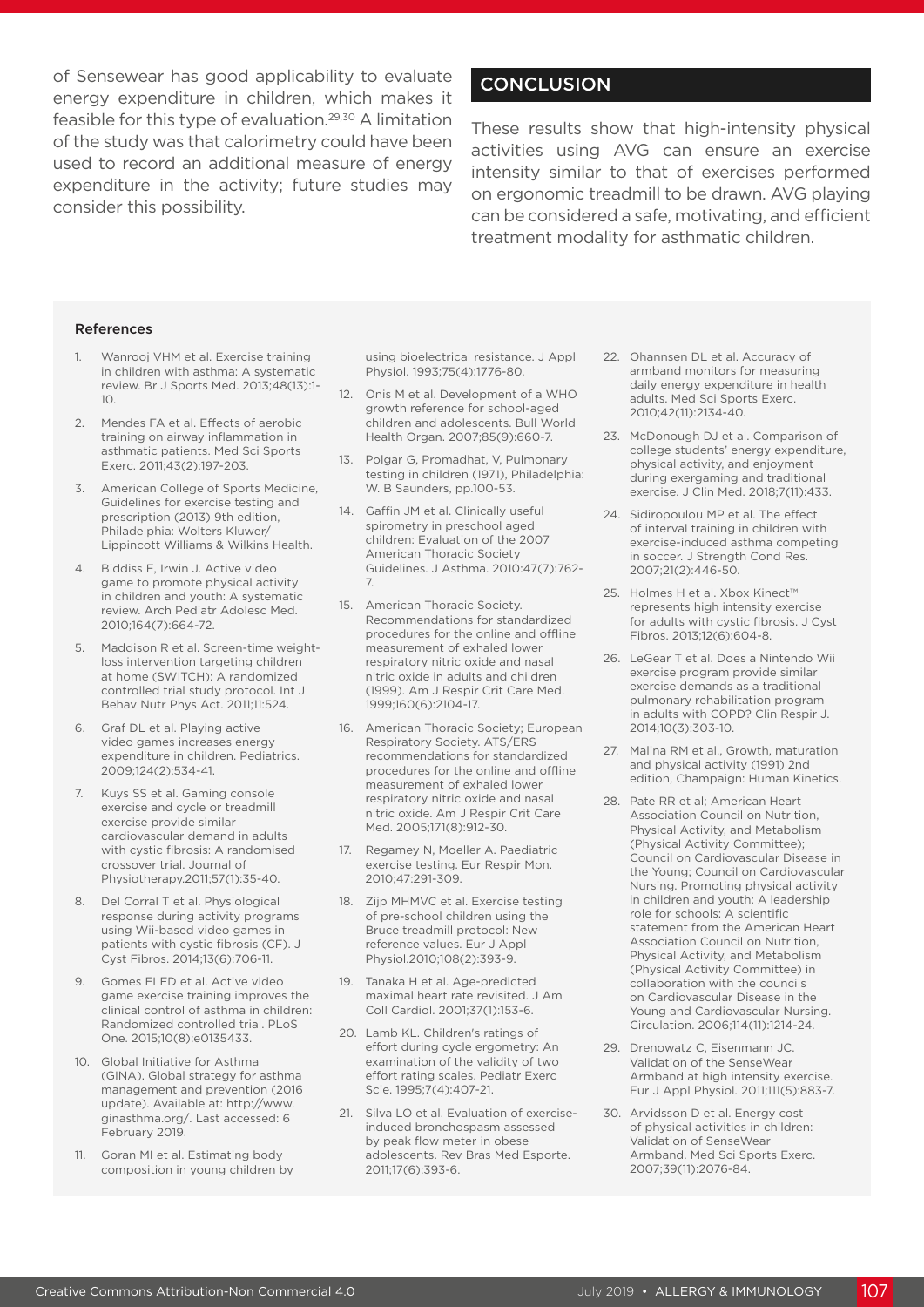of Sensewear has good applicability to evaluate energy expenditure in children, which makes it feasible for this type of evaluation.[29,30] A limitation of the study was that calorimetry could have been used to record an additional measure of energy expenditure in the activity; future studies may consider this possibility.

## CONCLUSION

These results show that high-intensity physical activities using AVG can ensure an exercise intensity similar to that of exercises performed on ergonomic treadmill to be drawn. AVG playing can be considered a safe, motivating, and efficient treatment modality for asthmatic children.

### References

1. Wanrooj VHM et al. Exercise training in children with asthma: A systematic review. Br J Sports Med. 2013;48(13):1-10.
2. Mendes FA et al. Effects of aerobic training on airway inflammation in asthmatic patients. Med Sci Sports Exerc. 2011;43(2):197-203.
3. American College of Sports Medicine, Guidelines for exercise testing and prescription (2013) 9th edition, Philadelphia: Wolters Kluwer/ Lippincott Williams & Wilkins Health.
4. Biddiss E, Irwin J. Active video game to promote physical activity in children and youth: A systematic review. Arch Pediatr Adolesc Med. 2010;164(7):664-72.
5. Maddison R et al. Screen-time weight-loss intervention targeting children at home (SWITCH): A randomized controlled trial study protocol. Int J Behav Nutr Phys Act. 2011;11:524.
6. Graf DL et al. Playing active video games increases energy expenditure in children. Pediatrics. 2009;124(2):534-41.
7. Kuys SS et al. Gaming console exercise and cycle or treadmill exercise provide similar cardiovascular demand in adults with cystic fibrosis: A randomised crossover trial. Journal of Physiotherapy.2011;57(1):35-40.
8. Del Corral T et al. Physiological response during activity programs using Wii-based video games in patients with cystic fibrosis (CF). J Cyst Fibros. 2014;13(6):706-11.
9. Gomes ELFD et al. Active video game exercise training improves the clinical control of asthma in children: Randomized controlled trial. PLoS One. 2015;10(8):e0135433.
10. Global Initiative for Asthma (GINA). Global strategy for asthma management and prevention (2016 update). Available at: http://www.ginasthma.org/. Last accessed: 6 February 2019.
11. Goran MI et al. Estimating body composition in young children by using bioelectrical resistance. J Appl Physiol. 1993;75(4):1776-80.
12. Onis M et al. Development of a WHO growth reference for school-aged children and adolescents. Bull World Health Organ. 2007;85(9):660-7.
13. Polgar G, Promadhat, V, Pulmonary testing in children (1971), Philadelphia: W. B Saunders, pp.100-53.
14. Gaffin JM et al. Clinically useful spirometry in preschool aged children: Evaluation of the 2007 American Thoracic Society Guidelines. J Asthma. 2010:47(7):762-7.
15. American Thoracic Society. Recommendations for standardized procedures for the online and offline measurement of exhaled lower respiratory nitric oxide and nasal nitric oxide in adults and children (1999). Am J Respir Crit Care Med. 1999;160(6):2104-17.
16. American Thoracic Society; European Respiratory Society. ATS/ERS recommendations for standardized procedures for the online and offline measurement of exhaled lower respiratory nitric oxide and nasal nitric oxide. Am J Respir Crit Care Med. 2005;171(8):912-30.
17. Regamey N, Moeller A. Paediatric exercise testing. Eur Respir Mon. 2010;47:291-309.
18. Zijp MHMVC et al. Exercise testing of pre-school children using the Bruce treadmill protocol: New reference values. Eur J Appl Physiol.2010;108(2):393-9.
19. Tanaka H et al. Age-predicted maximal heart rate revisited. J Am Coll Cardiol. 2001;37(1):153-6.
20. Lamb KL. Children's ratings of effort during cycle ergometry: An examination of the validity of two effort rating scales. Pediatr Exerc Scie. 1995;7(4):407-21.
21. Silva LO et al. Evaluation of exercise-induced bronchospasm assessed by peak flow meter in obese adolescents. Rev Bras Med Esporte. 2011;17(6):393-6.
22. Ohannsen DL et al. Accuracy of armband monitors for measuring daily energy expenditure in health adults. Med Sci Sports Exerc. 2010;42(11):2134-40.
23. McDonough DJ et al. Comparison of college students' energy expenditure, physical activity, and enjoyment during exergaming and traditional exercise. J Clin Med. 2018;7(11):433.
24. Sidiropoulou MP et al. The effect of interval training in children with exercise-induced asthma competing in soccer. J Strength Cond Res. 2007;21(2):446-50.
25. Holmes H et al. Xbox Kinect™ represents high intensity exercise for adults with cystic fibrosis. J Cyst Fibros. 2013;12(6):604-8.
26. LeGear T et al. Does a Nintendo Wii exercise program provide similar exercise demands as a traditional pulmonary rehabilitation program in adults with COPD? Clin Respir J. 2014;10(3):303-10.
27. Malina RM et al., Growth, maturation and physical activity (1991) 2nd edition, Champaign: Human Kinetics.
28. Pate RR et al; American Heart Association Council on Nutrition, Physical Activity, and Metabolism (Physical Activity Committee); Council on Cardiovascular Disease in the Young; Council on Cardiovascular Nursing. Promoting physical activity in children and youth: A leadership role for schools: A scientific statement from the American Heart Association Council on Nutrition, Physical Activity, and Metabolism (Physical Activity Committee) in collaboration with the councils on Cardiovascular Disease in the Young and Cardiovascular Nursing. Circulation. 2006;114(11):1214-24.
29. Drenowatz C, Eisenmann JC. Validation of the SenseWear Armband at high intensity exercise. Eur J Appl Physiol. 2011;111(5):883-7.
30. Arvidsson D et al. Energy cost of physical activities in children: Validation of SenseWear Armband. Med Sci Sports Exerc. 2007;39(11):2076-84.